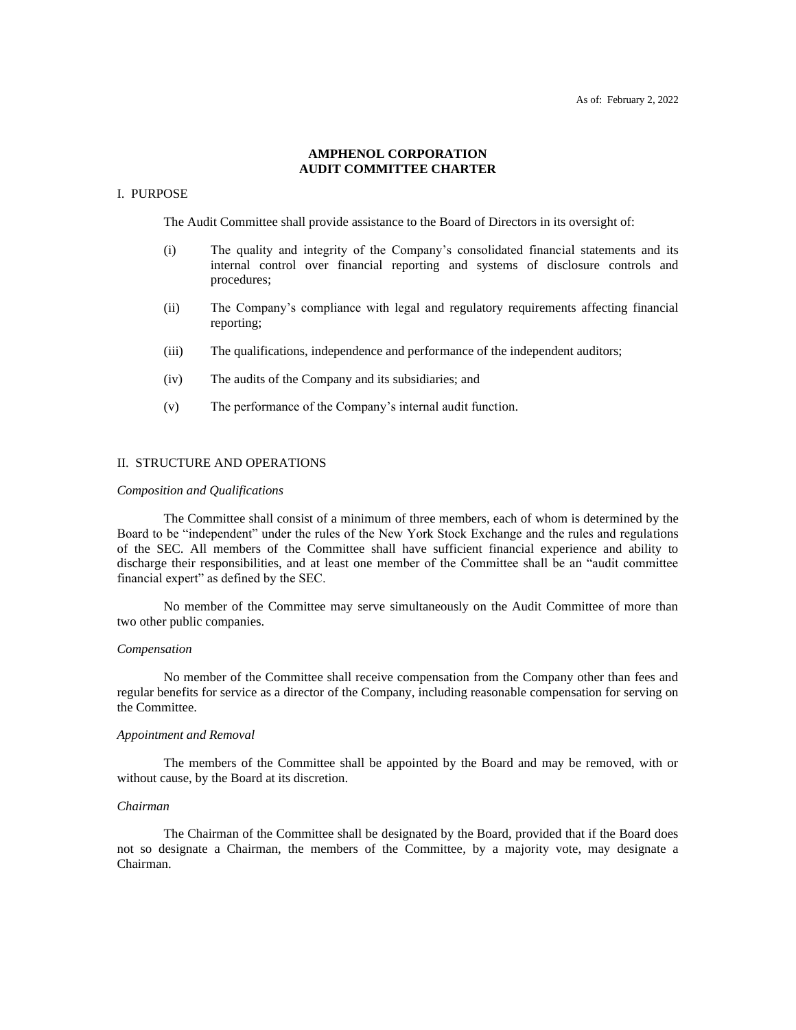As of: February 2, 2022

# AMPHENOL CORPORATION
# AUDIT COMMITTEE CHARTER

## I. PURPOSE

The Audit Committee shall provide assistance to the Board of Directors in its oversight of:

(i) The quality and integrity of the Company's consolidated financial statements and its internal control over financial reporting and systems of disclosure controls and procedures;

(ii) The Company's compliance with legal and regulatory requirements affecting financial reporting;

(iii) The qualifications, independence and performance of the independent auditors;

(iv) The audits of the Company and its subsidiaries; and

(v) The performance of the Company's internal audit function.

## II. STRUCTURE AND OPERATIONS

*Composition and Qualifications*

The Committee shall consist of a minimum of three members, each of whom is determined by the Board to be "independent" under the rules of the New York Stock Exchange and the rules and regulations of the SEC. All members of the Committee shall have sufficient financial experience and ability to discharge their responsibilities, and at least one member of the Committee shall be an "audit committee financial expert" as defined by the SEC.

No member of the Committee may serve simultaneously on the Audit Committee of more than two other public companies.

*Compensation*

No member of the Committee shall receive compensation from the Company other than fees and regular benefits for service as a director of the Company, including reasonable compensation for serving on the Committee.

*Appointment and Removal*

The members of the Committee shall be appointed by the Board and may be removed, with or without cause, by the Board at its discretion.

*Chairman*

The Chairman of the Committee shall be designated by the Board, provided that if the Board does not so designate a Chairman, the members of the Committee, by a majority vote, may designate a Chairman.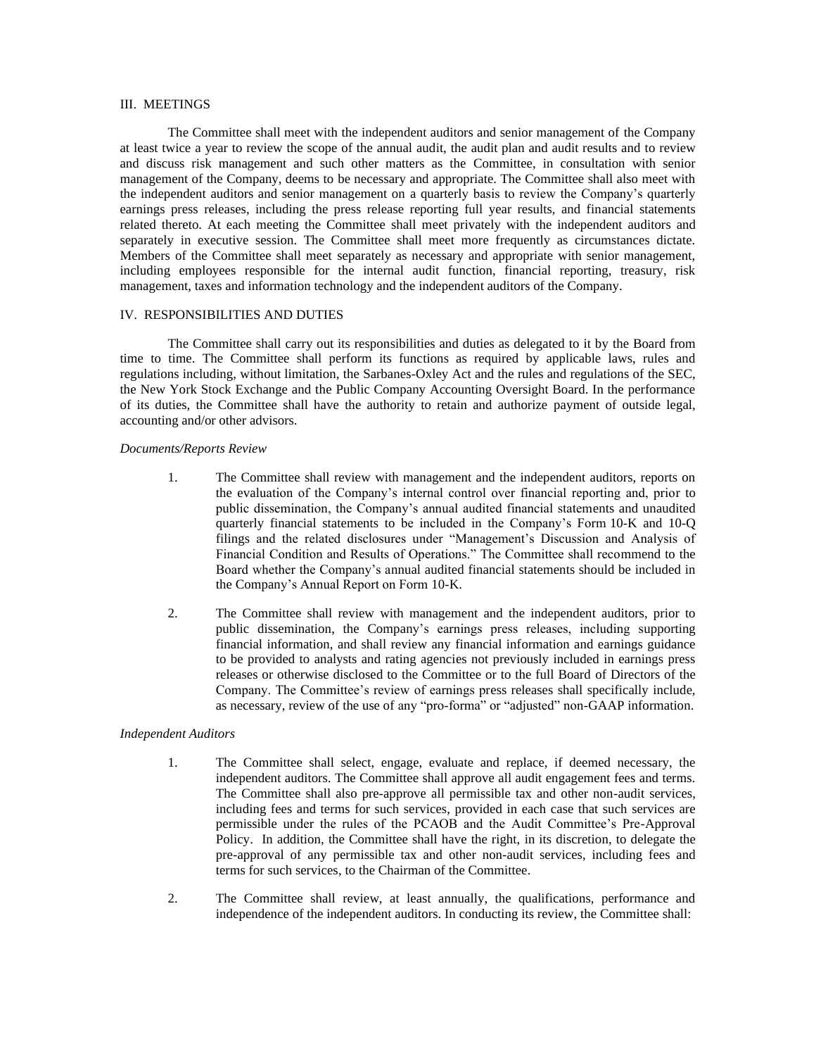## III. MEETINGS

The Committee shall meet with the independent auditors and senior management of the Company at least twice a year to review the scope of the annual audit, the audit plan and audit results and to review and discuss risk management and such other matters as the Committee, in consultation with senior management of the Company, deems to be necessary and appropriate. The Committee shall also meet with the independent auditors and senior management on a quarterly basis to review the Company's quarterly earnings press releases, including the press release reporting full year results, and financial statements related thereto. At each meeting the Committee shall meet privately with the independent auditors and separately in executive session. The Committee shall meet more frequently as circumstances dictate. Members of the Committee shall meet separately as necessary and appropriate with senior management, including employees responsible for the internal audit function, financial reporting, treasury, risk management, taxes and information technology and the independent auditors of the Company.

## IV. RESPONSIBILITIES AND DUTIES

The Committee shall carry out its responsibilities and duties as delegated to it by the Board from time to time. The Committee shall perform its functions as required by applicable laws, rules and regulations including, without limitation, the Sarbanes-Oxley Act and the rules and regulations of the SEC, the New York Stock Exchange and the Public Company Accounting Oversight Board. In the performance of its duties, the Committee shall have the authority to retain and authorize payment of outside legal, accounting and/or other advisors.

*Documents/Reports Review*

1. The Committee shall review with management and the independent auditors, reports on the evaluation of the Company's internal control over financial reporting and, prior to public dissemination, the Company's annual audited financial statements and unaudited quarterly financial statements to be included in the Company's Form 10-K and 10-Q filings and the related disclosures under "Management's Discussion and Analysis of Financial Condition and Results of Operations." The Committee shall recommend to the Board whether the Company's annual audited financial statements should be included in the Company's Annual Report on Form 10-K.

2. The Committee shall review with management and the independent auditors, prior to public dissemination, the Company's earnings press releases, including supporting financial information, and shall review any financial information and earnings guidance to be provided to analysts and rating agencies not previously included in earnings press releases or otherwise disclosed to the Committee or to the full Board of Directors of the Company. The Committee's review of earnings press releases shall specifically include, as necessary, review of the use of any "pro-forma" or "adjusted" non-GAAP information.

*Independent Auditors*

1. The Committee shall select, engage, evaluate and replace, if deemed necessary, the independent auditors. The Committee shall approve all audit engagement fees and terms. The Committee shall also pre-approve all permissible tax and other non-audit services, including fees and terms for such services, provided in each case that such services are permissible under the rules of the PCAOB and the Audit Committee's Pre-Approval Policy. In addition, the Committee shall have the right, in its discretion, to delegate the pre-approval of any permissible tax and other non-audit services, including fees and terms for such services, to the Chairman of the Committee.

2. The Committee shall review, at least annually, the qualifications, performance and independence of the independent auditors. In conducting its review, the Committee shall: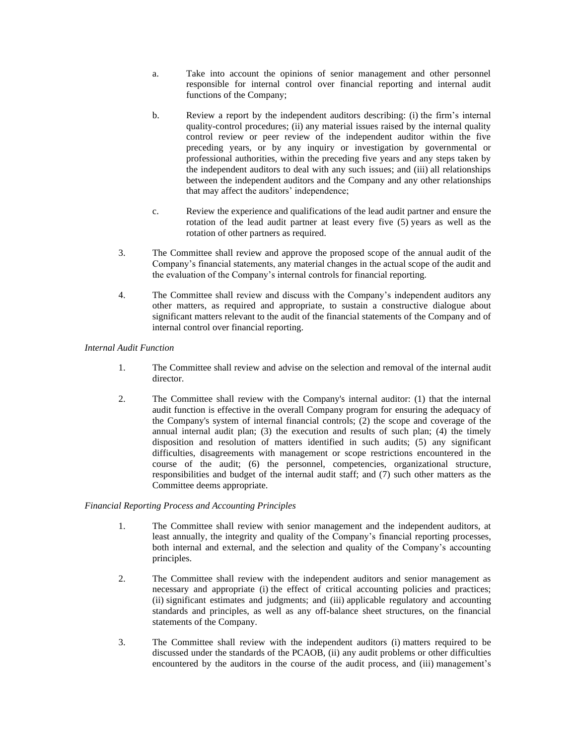a. Take into account the opinions of senior management and other personnel responsible for internal control over financial reporting and internal audit functions of the Company;

b. Review a report by the independent auditors describing: (i) the firm's internal quality-control procedures; (ii) any material issues raised by the internal quality control review or peer review of the independent auditor within the five preceding years, or by any inquiry or investigation by governmental or professional authorities, within the preceding five years and any steps taken by the independent auditors to deal with any such issues; and (iii) all relationships between the independent auditors and the Company and any other relationships that may affect the auditors' independence;

c. Review the experience and qualifications of the lead audit partner and ensure the rotation of the lead audit partner at least every five (5) years as well as the rotation of other partners as required.

3. The Committee shall review and approve the proposed scope of the annual audit of the Company's financial statements, any material changes in the actual scope of the audit and the evaluation of the Company's internal controls for financial reporting.

4. The Committee shall review and discuss with the Company's independent auditors any other matters, as required and appropriate, to sustain a constructive dialogue about significant matters relevant to the audit of the financial statements of the Company and of internal control over financial reporting.

*Internal Audit Function*

1. The Committee shall review and advise on the selection and removal of the internal audit director.

2. The Committee shall review with the Company's internal auditor: (1) that the internal audit function is effective in the overall Company program for ensuring the adequacy of the Company's system of internal financial controls; (2) the scope and coverage of the annual internal audit plan; (3) the execution and results of such plan; (4) the timely disposition and resolution of matters identified in such audits; (5) any significant difficulties, disagreements with management or scope restrictions encountered in the course of the audit; (6) the personnel, competencies, organizational structure, responsibilities and budget of the internal audit staff; and (7) such other matters as the Committee deems appropriate.

*Financial Reporting Process and Accounting Principles*

1. The Committee shall review with senior management and the independent auditors, at least annually, the integrity and quality of the Company's financial reporting processes, both internal and external, and the selection and quality of the Company's accounting principles.

2. The Committee shall review with the independent auditors and senior management as necessary and appropriate (i) the effect of critical accounting policies and practices; (ii) significant estimates and judgments; and (iii) applicable regulatory and accounting standards and principles, as well as any off-balance sheet structures, on the financial statements of the Company.

3. The Committee shall review with the independent auditors (i) matters required to be discussed under the standards of the PCAOB, (ii) any audit problems or other difficulties encountered by the auditors in the course of the audit process, and (iii) management's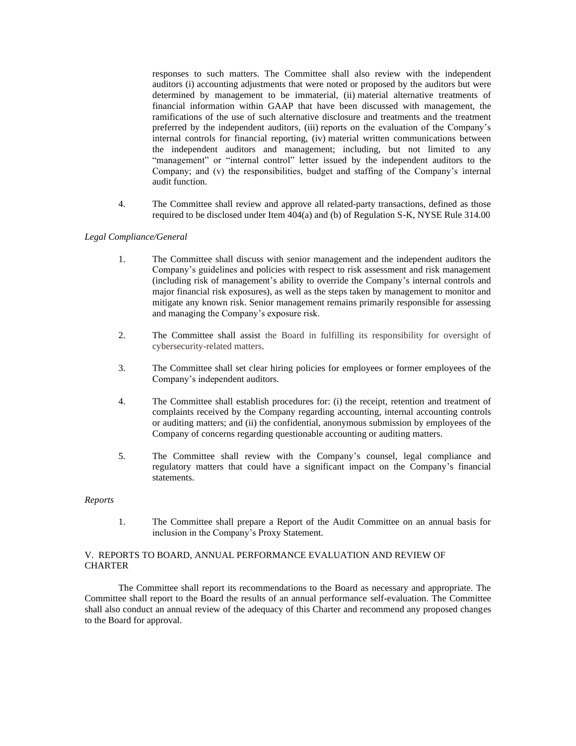responses to such matters. The Committee shall also review with the independent auditors (i) accounting adjustments that were noted or proposed by the auditors but were determined by management to be immaterial, (ii) material alternative treatments of financial information within GAAP that have been discussed with management, the ramifications of the use of such alternative disclosure and treatments and the treatment preferred by the independent auditors, (iii) reports on the evaluation of the Company's internal controls for financial reporting, (iv) material written communications between the independent auditors and management; including, but not limited to any "management" or "internal control" letter issued by the independent auditors to the Company; and (v) the responsibilities, budget and staffing of the Company's internal audit function.

4. The Committee shall review and approve all related-party transactions, defined as those required to be disclosed under Item 404(a) and (b) of Regulation S-K, NYSE Rule 314.00

*Legal Compliance/General*

1. The Committee shall discuss with senior management and the independent auditors the Company's guidelines and policies with respect to risk assessment and risk management (including risk of management's ability to override the Company's internal controls and major financial risk exposures), as well as the steps taken by management to monitor and mitigate any known risk. Senior management remains primarily responsible for assessing and managing the Company's exposure risk.

2. The Committee shall assist the Board in fulfilling its responsibility for oversight of cybersecurity-related matters.

3. The Committee shall set clear hiring policies for employees or former employees of the Company's independent auditors.

4. The Committee shall establish procedures for: (i) the receipt, retention and treatment of complaints received by the Company regarding accounting, internal accounting controls or auditing matters; and (ii) the confidential, anonymous submission by employees of the Company of concerns regarding questionable accounting or auditing matters.

5. The Committee shall review with the Company's counsel, legal compliance and regulatory matters that could have a significant impact on the Company's financial statements.

*Reports*

1. The Committee shall prepare a Report of the Audit Committee on an annual basis for inclusion in the Company's Proxy Statement.

V. REPORTS TO BOARD, ANNUAL PERFORMANCE EVALUATION AND REVIEW OF CHARTER

The Committee shall report its recommendations to the Board as necessary and appropriate. The Committee shall report to the Board the results of an annual performance self-evaluation. The Committee shall also conduct an annual review of the adequacy of this Charter and recommend any proposed changes to the Board for approval.